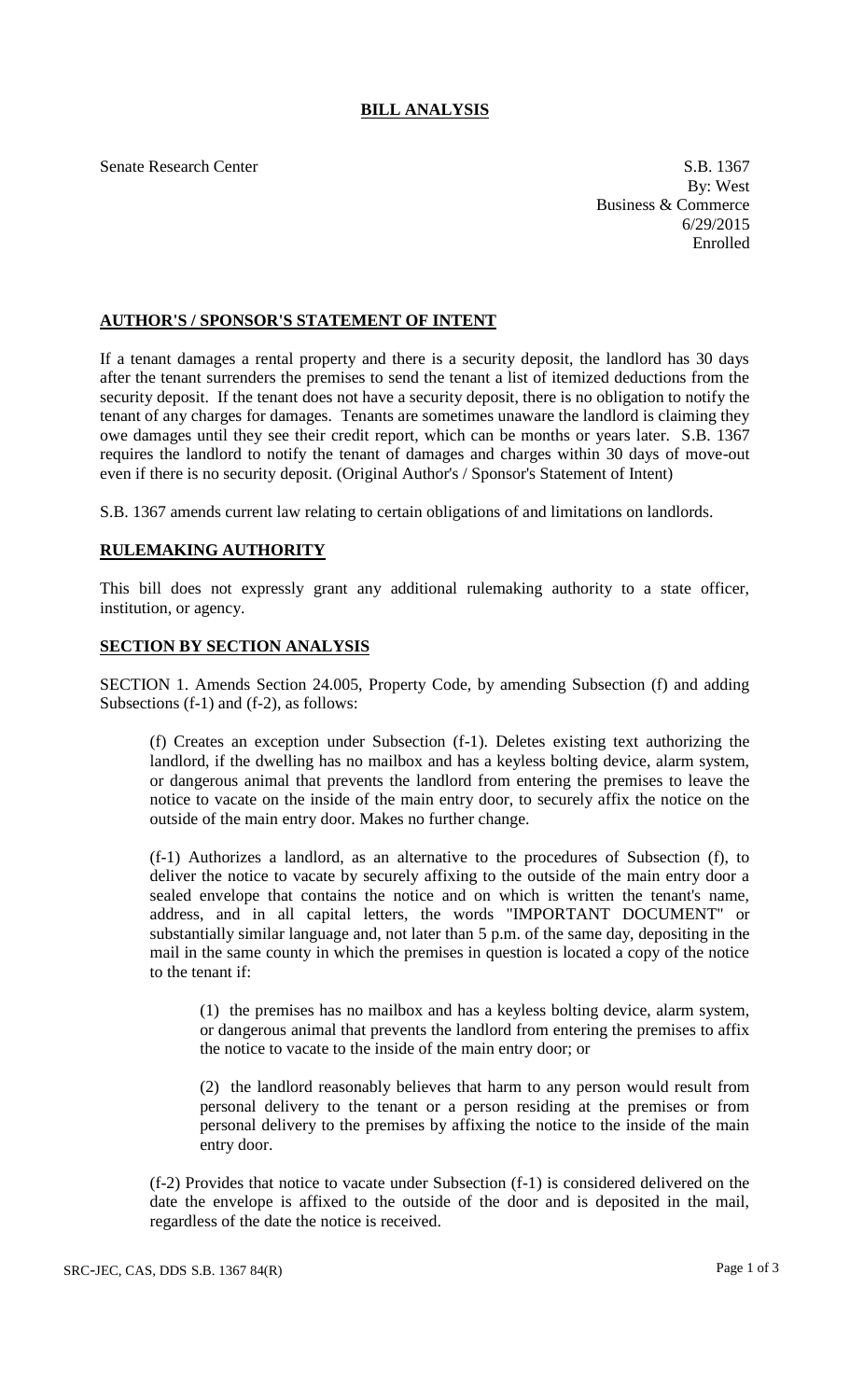# BILL ANALYSIS

Senate Research Center

S.B. 1367
By: West
Business & Commerce
6/29/2015
Enrolled

## AUTHOR'S / SPONSOR'S STATEMENT OF INTENT

If a tenant damages a rental property and there is a security deposit, the landlord has 30 days after the tenant surrenders the premises to send the tenant a list of itemized deductions from the security deposit. If the tenant does not have a security deposit, there is no obligation to notify the tenant of any charges for damages. Tenants are sometimes unaware the landlord is claiming they owe damages until they see their credit report, which can be months or years later. S.B. 1367 requires the landlord to notify the tenant of damages and charges within 30 days of move-out even if there is no security deposit. (Original Author's / Sponsor's Statement of Intent)

S.B. 1367 amends current law relating to certain obligations of and limitations on landlords.

## RULEMAKING AUTHORITY

This bill does not expressly grant any additional rulemaking authority to a state officer, institution, or agency.

## SECTION BY SECTION ANALYSIS

SECTION 1. Amends Section 24.005, Property Code, by amending Subsection (f) and adding Subsections (f-1) and (f-2), as follows:

(f) Creates an exception under Subsection (f-1). Deletes existing text authorizing the landlord, if the dwelling has no mailbox and has a keyless bolting device, alarm system, or dangerous animal that prevents the landlord from entering the premises to leave the notice to vacate on the inside of the main entry door, to securely affix the notice on the outside of the main entry door. Makes no further change.

(f-1) Authorizes a landlord, as an alternative to the procedures of Subsection (f), to deliver the notice to vacate by securely affixing to the outside of the main entry door a sealed envelope that contains the notice and on which is written the tenant's name, address, and in all capital letters, the words "IMPORTANT DOCUMENT" or substantially similar language and, not later than 5 p.m. of the same day, depositing in the mail in the same county in which the premises in question is located a copy of the notice to the tenant if:

(1) the premises has no mailbox and has a keyless bolting device, alarm system, or dangerous animal that prevents the landlord from entering the premises to affix the notice to vacate to the inside of the main entry door; or

(2) the landlord reasonably believes that harm to any person would result from personal delivery to the tenant or a person residing at the premises or from personal delivery to the premises by affixing the notice to the inside of the main entry door.

(f-2) Provides that notice to vacate under Subsection (f-1) is considered delivered on the date the envelope is affixed to the outside of the door and is deposited in the mail, regardless of the date the notice is received.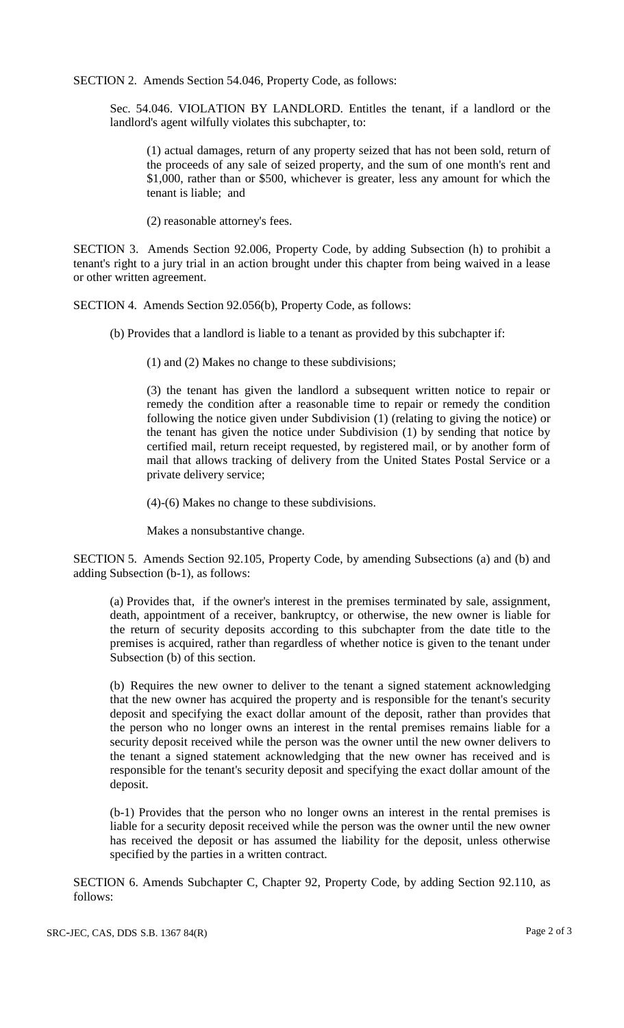SECTION 2. Amends Section 54.046, Property Code, as follows:

Sec. 54.046. VIOLATION BY LANDLORD. Entitles the tenant, if a landlord or the landlord's agent wilfully violates this subchapter, to:

(1) actual damages, return of any property seized that has not been sold, return of the proceeds of any sale of seized property, and the sum of one month's rent and $1,000, rather than or $500, whichever is greater, less any amount for which the tenant is liable; and

(2) reasonable attorney's fees.

SECTION 3. Amends Section 92.006, Property Code, by adding Subsection (h) to prohibit a tenant's right to a jury trial in an action brought under this chapter from being waived in a lease or other written agreement.

SECTION 4. Amends Section 92.056(b), Property Code, as follows:

(b) Provides that a landlord is liable to a tenant as provided by this subchapter if:

(1) and (2) Makes no change to these subdivisions;

(3) the tenant has given the landlord a subsequent written notice to repair or remedy the condition after a reasonable time to repair or remedy the condition following the notice given under Subdivision (1) (relating to giving the notice) or the tenant has given the notice under Subdivision (1) by sending that notice by certified mail, return receipt requested, by registered mail, or by another form of mail that allows tracking of delivery from the United States Postal Service or a private delivery service;

(4)-(6) Makes no change to these subdivisions.

Makes a nonsubstantive change.

SECTION 5. Amends Section 92.105, Property Code, by amending Subsections (a) and (b) and adding Subsection (b-1), as follows:

(a) Provides that, if the owner's interest in the premises terminated by sale, assignment, death, appointment of a receiver, bankruptcy, or otherwise, the new owner is liable for the return of security deposits according to this subchapter from the date title to the premises is acquired, rather than regardless of whether notice is given to the tenant under Subsection (b) of this section.

(b) Requires the new owner to deliver to the tenant a signed statement acknowledging that the new owner has acquired the property and is responsible for the tenant's security deposit and specifying the exact dollar amount of the deposit, rather than provides that the person who no longer owns an interest in the rental premises remains liable for a security deposit received while the person was the owner until the new owner delivers to the tenant a signed statement acknowledging that the new owner has received and is responsible for the tenant's security deposit and specifying the exact dollar amount of the deposit.

(b-1) Provides that the person who no longer owns an interest in the rental premises is liable for a security deposit received while the person was the owner until the new owner has received the deposit or has assumed the liability for the deposit, unless otherwise specified by the parties in a written contract.

SECTION 6. Amends Subchapter C, Chapter 92, Property Code, by adding Section 92.110, as follows: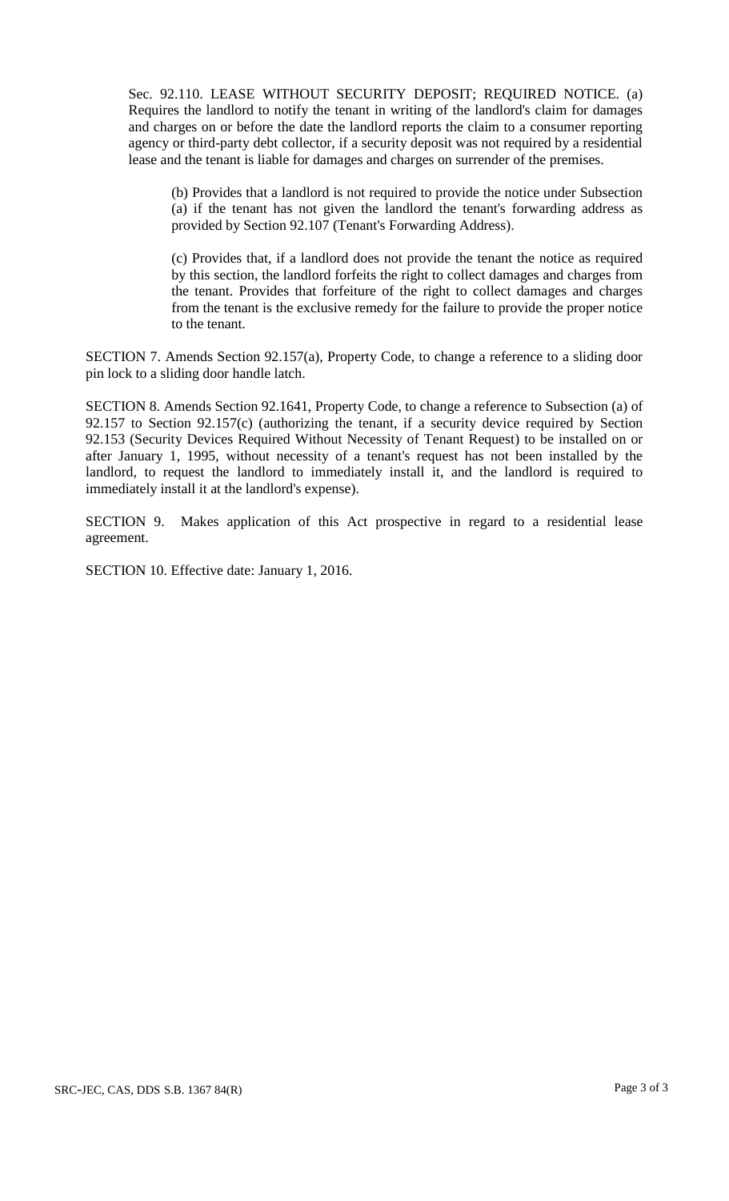Sec. 92.110. LEASE WITHOUT SECURITY DEPOSIT; REQUIRED NOTICE. (a) Requires the landlord to notify the tenant in writing of the landlord's claim for damages and charges on or before the date the landlord reports the claim to a consumer reporting agency or third-party debt collector, if a security deposit was not required by a residential lease and the tenant is liable for damages and charges on surrender of the premises.

(b) Provides that a landlord is not required to provide the notice under Subsection (a) if the tenant has not given the landlord the tenant's forwarding address as provided by Section 92.107 (Tenant's Forwarding Address).

(c) Provides that, if a landlord does not provide the tenant the notice as required by this section, the landlord forfeits the right to collect damages and charges from the tenant. Provides that forfeiture of the right to collect damages and charges from the tenant is the exclusive remedy for the failure to provide the proper notice to the tenant.

SECTION 7. Amends Section 92.157(a), Property Code, to change a reference to a sliding door pin lock to a sliding door handle latch.

SECTION 8. Amends Section 92.1641, Property Code, to change a reference to Subsection (a) of 92.157 to Section 92.157(c) (authorizing the tenant, if a security device required by Section 92.153 (Security Devices Required Without Necessity of Tenant Request) to be installed on or after January 1, 1995, without necessity of a tenant's request has not been installed by the landlord, to request the landlord to immediately install it, and the landlord is required to immediately install it at the landlord's expense).

SECTION 9. Makes application of this Act prospective in regard to a residential lease agreement.

SECTION 10. Effective date: January 1, 2016.